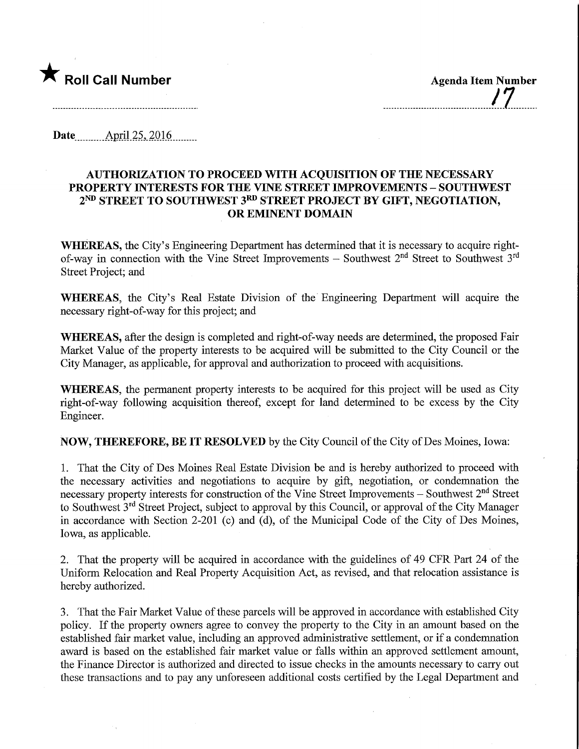★ **Roll Call Number**

**Agenda Item Number**

17

**Date** April 25, 2016

## AUTHORIZATION TO PROCEED WITH ACQUISITION OF THE NECESSARY PROPERTY INTERESTS FOR THE VINE STREET IMPROVEMENTS – SOUTHWEST 2ND STREET TO SOUTHWEST 3RD STREET PROJECT BY GIFT, NEGOTIATION, OR EMINENT DOMAIN

**WHEREAS,** the City's Engineering Department has determined that it is necessary to acquire right-of-way in connection with the Vine Street Improvements – Southwest 2nd Street to Southwest 3rd Street Project; and

**WHEREAS,** the City's Real Estate Division of the Engineering Department will acquire the necessary right-of-way for this project; and

**WHEREAS,** after the design is completed and right-of-way needs are determined, the proposed Fair Market Value of the property interests to be acquired will be submitted to the City Council or the City Manager, as applicable, for approval and authorization to proceed with acquisitions.

**WHEREAS,** the permanent property interests to be acquired for this project will be used as City right-of-way following acquisition thereof, except for land determined to be excess by the City Engineer.

**NOW, THEREFORE, BE IT RESOLVED** by the City Council of the City of Des Moines, Iowa:

1. That the City of Des Moines Real Estate Division be and is hereby authorized to proceed with the necessary activities and negotiations to acquire by gift, negotiation, or condemnation the necessary property interests for construction of the Vine Street Improvements – Southwest 2nd Street to Southwest 3rd Street Project, subject to approval by this Council, or approval of the City Manager in accordance with Section 2-201 (c) and (d), of the Municipal Code of the City of Des Moines, Iowa, as applicable.

2. That the property will be acquired in accordance with the guidelines of 49 CFR Part 24 of the Uniform Relocation and Real Property Acquisition Act, as revised, and that relocation assistance is hereby authorized.

3. That the Fair Market Value of these parcels will be approved in accordance with established City policy. If the property owners agree to convey the property to the City in an amount based on the established fair market value, including an approved administrative settlement, or if a condemnation award is based on the established fair market value or falls within an approved settlement amount, the Finance Director is authorized and directed to issue checks in the amounts necessary to carry out these transactions and to pay any unforeseen additional costs certified by the Legal Department and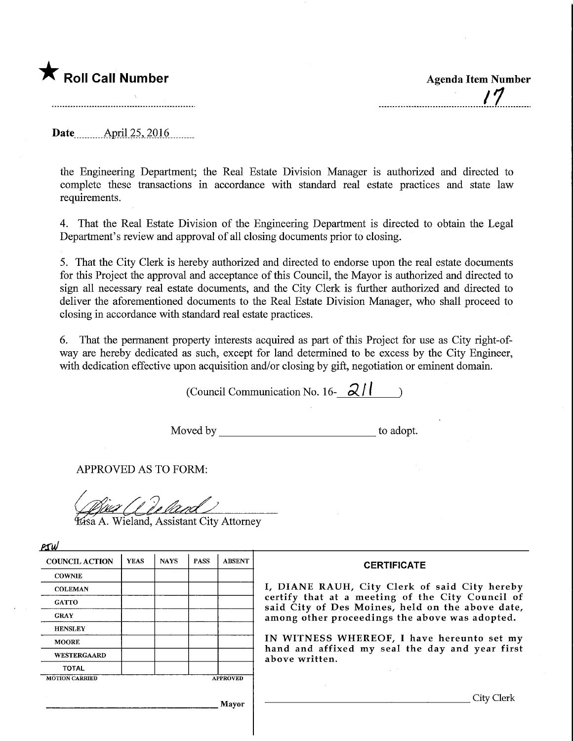★ **Roll Call Number** | **Agenda Item Number** 17

**Date** April 25, 2016

the Engineering Department; the Real Estate Division Manager is authorized and directed to complete these transactions in accordance with standard real estate practices and state law requirements.

4. That the Real Estate Division of the Engineering Department is directed to obtain the Legal Department's review and approval of all closing documents prior to closing.

5. That the City Clerk is hereby authorized and directed to endorse upon the real estate documents for this Project the approval and acceptance of this Council, the Mayor is authorized and directed to sign all necessary real estate documents, and the City Clerk is further authorized and directed to deliver the aforementioned documents to the Real Estate Division Manager, who shall proceed to closing in accordance with standard real estate practices.

6. That the permanent property interests acquired as part of this Project for use as City right-of-way are hereby dedicated as such, except for land determined to be excess by the City Engineer, with dedication effective upon acquisition and/or closing by gift, negotiation or eminent domain.

(Council Communication No. 16- 211 )

Moved by ______________________ to adopt.

APPROVED AS TO FORM:

Lisa A. Wieland, Assistant City Attorney

PSW

| COUNCIL ACTION | YEAS | NAYS | PASS | ABSENT |
|---|---|---|---|---|
| COWNIE | | | | |
| COLEMAN | | | | |
| GATTO | | | | |
| GRAY | | | | |
| HENSLEY | | | | |
| MOORE | | | | |
| WESTERGAARD | | | | |
| TOTAL | | | | |
| MOTION CARRIED | | | | APPROVED |

______________________ Mayor

**CERTIFICATE**

I, DIANE RAUH, City Clerk of said City hereby certify that at a meeting of the City Council of said City of Des Moines, held on the above date, among other proceedings the above was adopted.

IN WITNESS WHEREOF, I have hereunto set my hand and affixed my seal the day and year first above written.

______________________ City Clerk